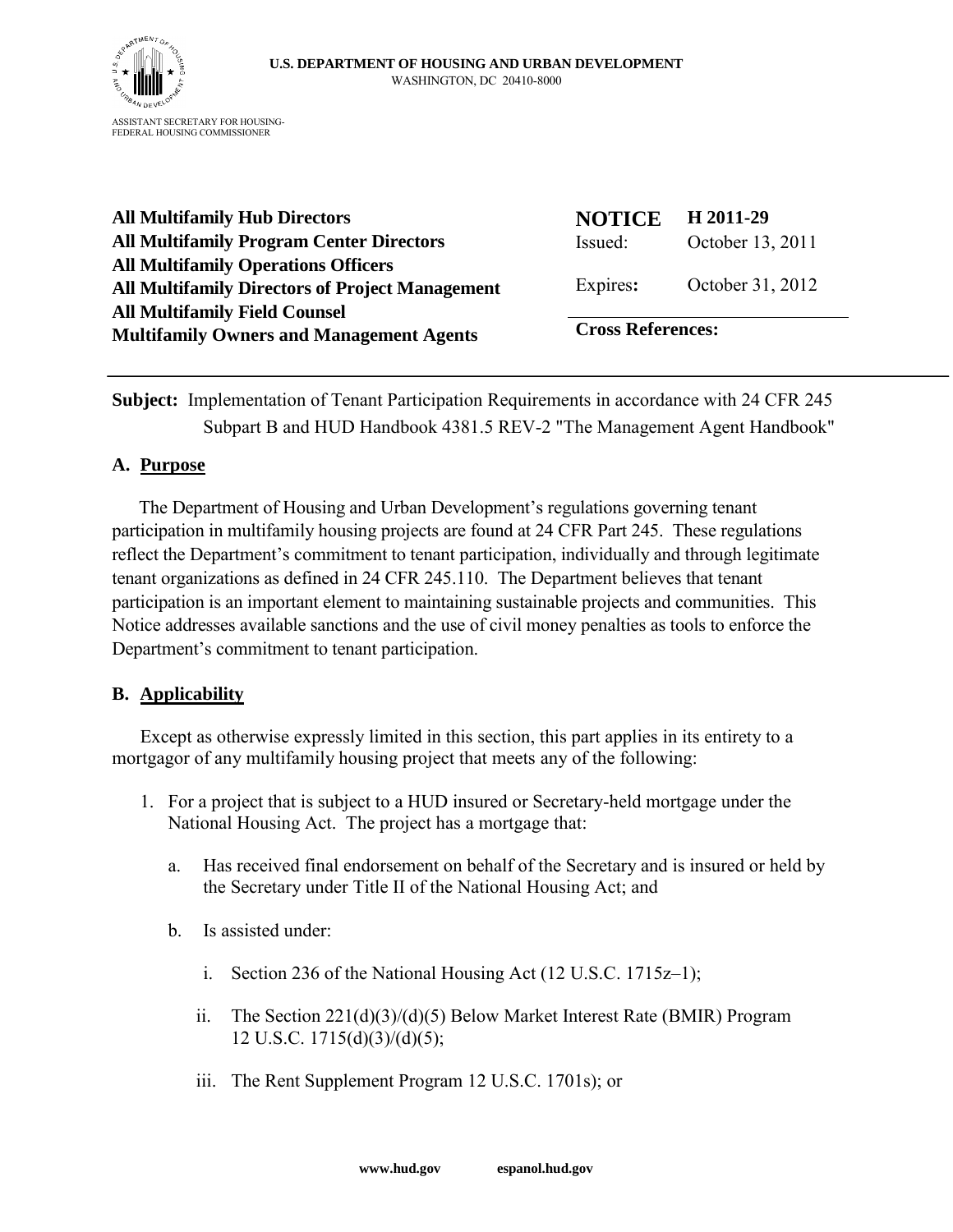**U.S. DEPARTMENT OF HOUSING AND URBAN DEVELOPMENT**
WASHINGTON, DC 20410-8000

ASSISTANT SECRETARY FOR HOUSING-
FEDERAL HOUSING COMMISSIONER

**All Multifamily Hub Directors**
**All Multifamily Program Center Directors**
**All Multifamily Operations Officers**
**All Multifamily Directors of Project Management**
**All Multifamily Field Counsel**
**Multifamily Owners and Management Agents**

| **NOTICE** | **H 2011-29** |
|---|---|
| Issued: | October 13, 2011 |
| Expires**:** | October 31, 2012 |

**Cross References:**

**Subject:** Implementation of Tenant Participation Requirements in accordance with 24 CFR 245 Subpart B and HUD Handbook 4381.5 REV-2 "The Management Agent Handbook"

## A. Purpose

The Department of Housing and Urban Development's regulations governing tenant participation in multifamily housing projects are found at 24 CFR Part 245. These regulations reflect the Department's commitment to tenant participation, individually and through legitimate tenant organizations as defined in 24 CFR 245.110. The Department believes that tenant participation is an important element to maintaining sustainable projects and communities. This Notice addresses available sanctions and the use of civil money penalties as tools to enforce the Department's commitment to tenant participation.

## B. Applicability

Except as otherwise expressly limited in this section, this part applies in its entirety to a mortgagor of any multifamily housing project that meets any of the following:

1. For a project that is subject to a HUD insured or Secretary-held mortgage under the National Housing Act. The project has a mortgage that:

    a. Has received final endorsement on behalf of the Secretary and is insured or held by the Secretary under Title II of the National Housing Act; and

    b. Is assisted under:

        i. Section 236 of the National Housing Act (12 U.S.C. 1715z–1);

        ii. The Section 221(d)(3)/(d)(5) Below Market Interest Rate (BMIR) Program 12 U.S.C. 1715(d)(3)/(d)(5);

        iii. The Rent Supplement Program 12 U.S.C. 1701s); or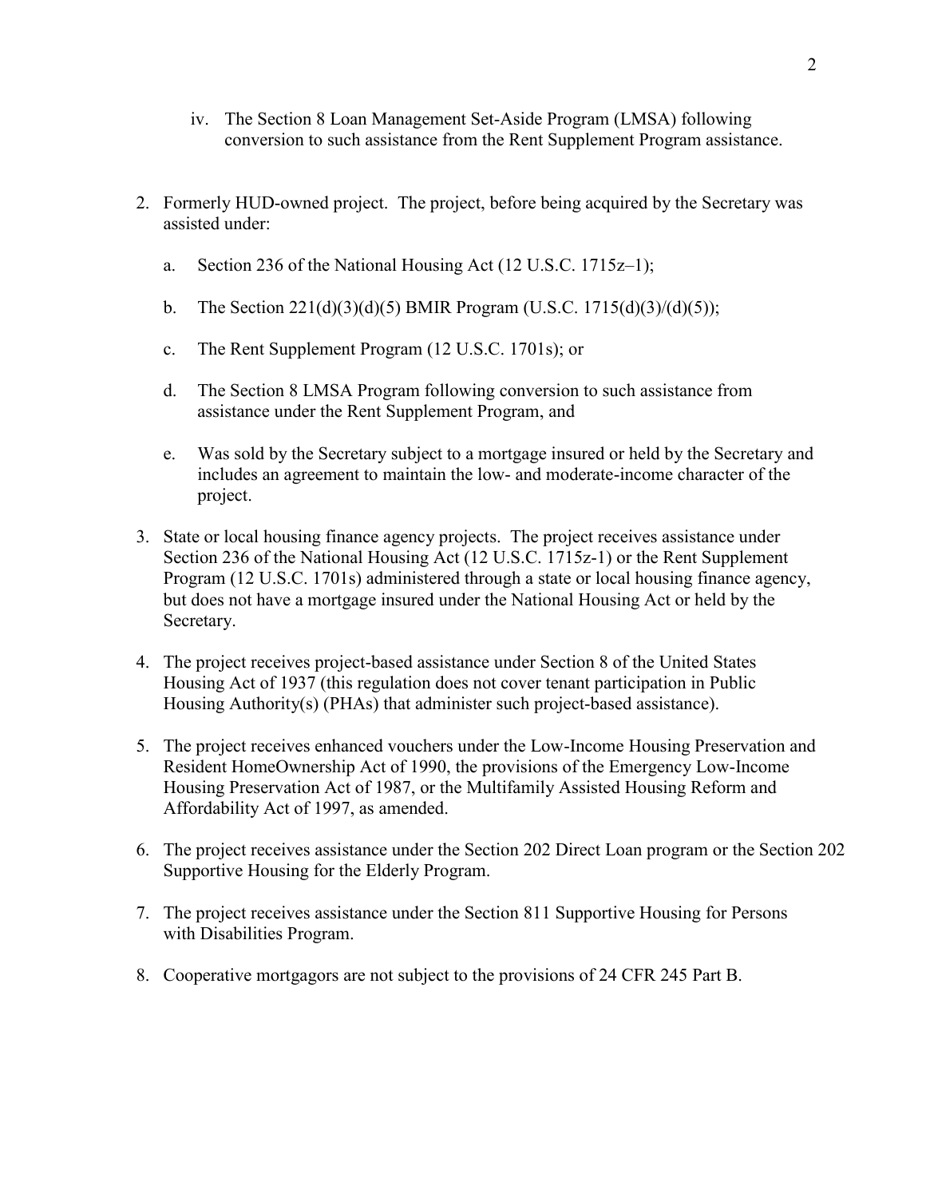iv. The Section 8 Loan Management Set-Aside Program (LMSA) following conversion to such assistance from the Rent Supplement Program assistance.

2. Formerly HUD-owned project. The project, before being acquired by the Secretary was assisted under:

   a. Section 236 of the National Housing Act (12 U.S.C. 1715z–1);

   b. The Section 221(d)(3)(d)(5) BMIR Program (U.S.C. 1715(d)(3)/(d)(5));

   c. The Rent Supplement Program (12 U.S.C. 1701s); or

   d. The Section 8 LMSA Program following conversion to such assistance from assistance under the Rent Supplement Program, and

   e. Was sold by the Secretary subject to a mortgage insured or held by the Secretary and includes an agreement to maintain the low- and moderate-income character of the project.

3. State or local housing finance agency projects. The project receives assistance under Section 236 of the National Housing Act (12 U.S.C. 1715z-1) or the Rent Supplement Program (12 U.S.C. 1701s) administered through a state or local housing finance agency, but does not have a mortgage insured under the National Housing Act or held by the Secretary.

4. The project receives project-based assistance under Section 8 of the United States Housing Act of 1937 (this regulation does not cover tenant participation in Public Housing Authority(s) (PHAs) that administer such project-based assistance).

5. The project receives enhanced vouchers under the Low-Income Housing Preservation and Resident HomeOwnership Act of 1990, the provisions of the Emergency Low-Income Housing Preservation Act of 1987, or the Multifamily Assisted Housing Reform and Affordability Act of 1997, as amended.

6. The project receives assistance under the Section 202 Direct Loan program or the Section 202 Supportive Housing for the Elderly Program.

7. The project receives assistance under the Section 811 Supportive Housing for Persons with Disabilities Program.

8. Cooperative mortgagors are not subject to the provisions of 24 CFR 245 Part B.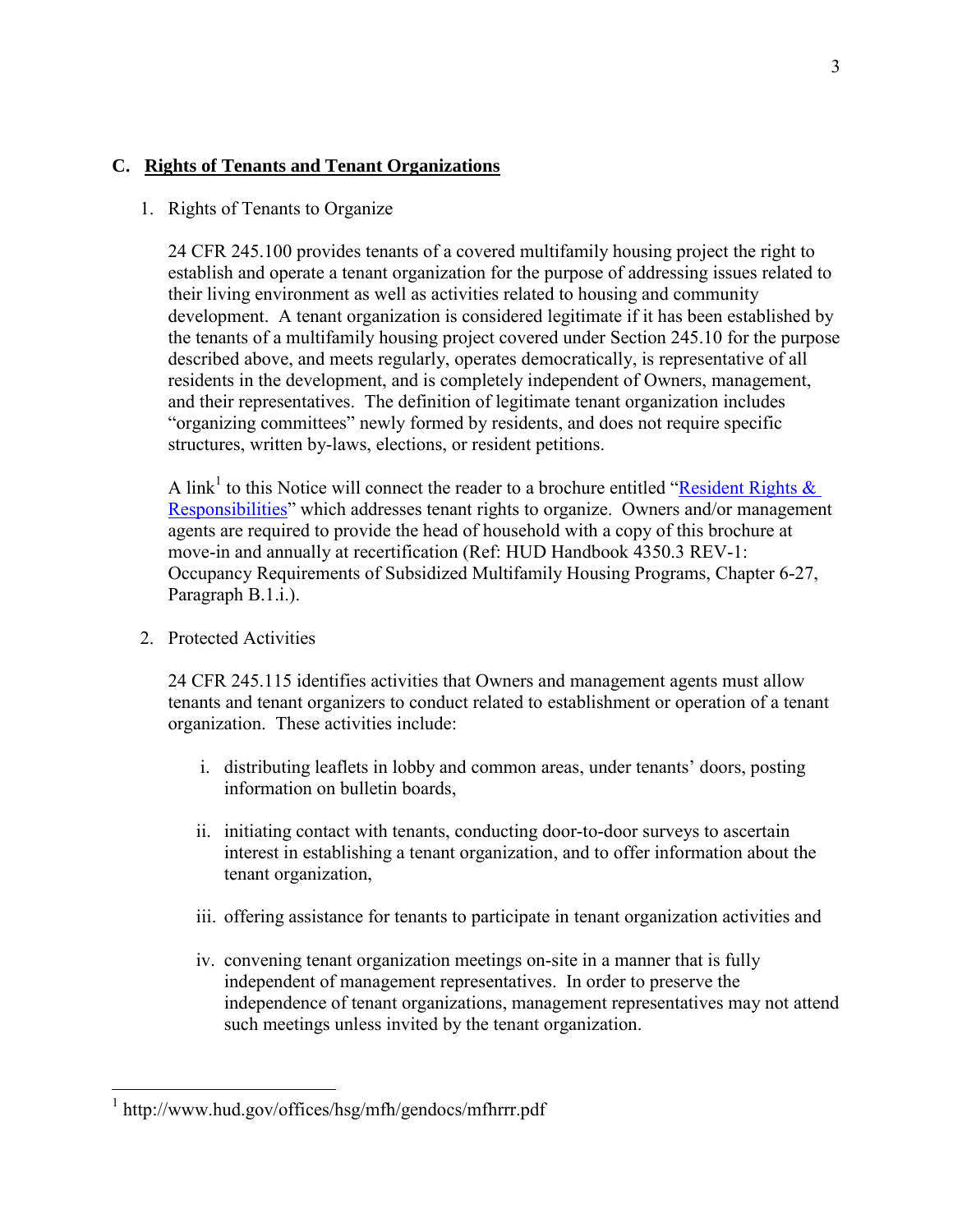## C. Rights of Tenants and Tenant Organizations

1. Rights of Tenants to Organize

   24 CFR 245.100 provides tenants of a covered multifamily housing project the right to establish and operate a tenant organization for the purpose of addressing issues related to their living environment as well as activities related to housing and community development. A tenant organization is considered legitimate if it has been established by the tenants of a multifamily housing project covered under Section 245.10 for the purpose described above, and meets regularly, operates democratically, is representative of all residents in the development, and is completely independent of Owners, management, and their representatives. The definition of legitimate tenant organization includes "organizing committees" newly formed by residents, and does not require specific structures, written by-laws, elections, or resident petitions.

   A link[1] to this Notice will connect the reader to a brochure entitled "Resident Rights & Responsibilities" which addresses tenant rights to organize. Owners and/or management agents are required to provide the head of household with a copy of this brochure at move-in and annually at recertification (Ref: HUD Handbook 4350.3 REV-1: Occupancy Requirements of Subsidized Multifamily Housing Programs, Chapter 6-27, Paragraph B.1.i.).

2. Protected Activities

   24 CFR 245.115 identifies activities that Owners and management agents must allow tenants and tenant organizers to conduct related to establishment or operation of a tenant organization. These activities include:

   i. distributing leaflets in lobby and common areas, under tenants' doors, posting information on bulletin boards,

   ii. initiating contact with tenants, conducting door-to-door surveys to ascertain interest in establishing a tenant organization, and to offer information about the tenant organization,

   iii. offering assistance for tenants to participate in tenant organization activities and

   iv. convening tenant organization meetings on-site in a manner that is fully independent of management representatives. In order to preserve the independence of tenant organizations, management representatives may not attend such meetings unless invited by the tenant organization.

---

[1] http://www.hud.gov/offices/hsg/mfh/gendocs/mfhrrr.pdf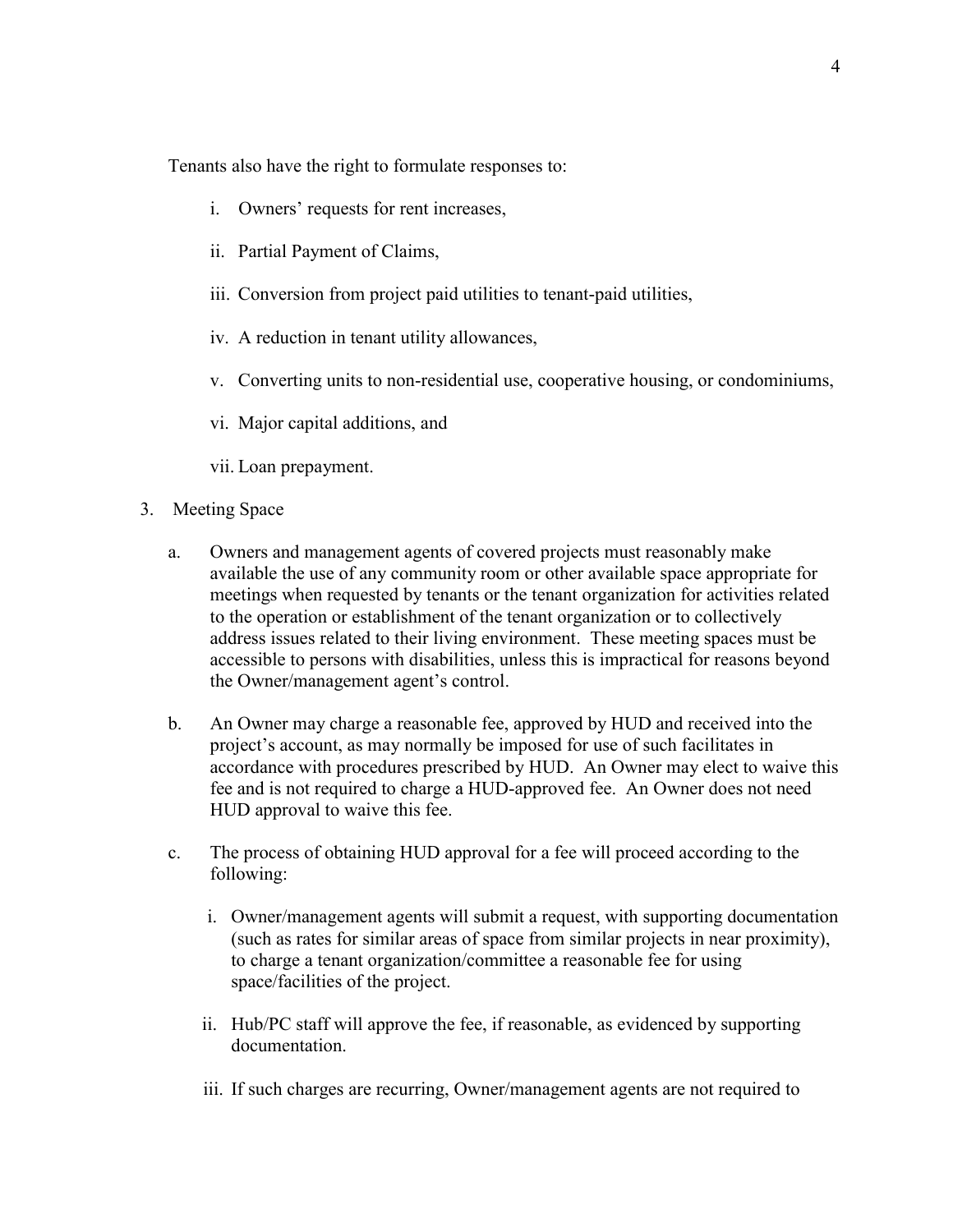Tenants also have the right to formulate responses to:

i. Owners' requests for rent increases,

ii. Partial Payment of Claims,

iii. Conversion from project paid utilities to tenant-paid utilities,

iv. A reduction in tenant utility allowances,

v. Converting units to non-residential use, cooperative housing, or condominiums,

vi. Major capital additions, and

vii. Loan prepayment.

3. Meeting Space

   a. Owners and management agents of covered projects must reasonably make available the use of any community room or other available space appropriate for meetings when requested by tenants or the tenant organization for activities related to the operation or establishment of the tenant organization or to collectively address issues related to their living environment. These meeting spaces must be accessible to persons with disabilities, unless this is impractical for reasons beyond the Owner/management agent's control.

   b. An Owner may charge a reasonable fee, approved by HUD and received into the project's account, as may normally be imposed for use of such facilitates in accordance with procedures prescribed by HUD. An Owner may elect to waive this fee and is not required to charge a HUD-approved fee. An Owner does not need HUD approval to waive this fee.

   c. The process of obtaining HUD approval for a fee will proceed according to the following:

      i. Owner/management agents will submit a request, with supporting documentation (such as rates for similar areas of space from similar projects in near proximity), to charge a tenant organization/committee a reasonable fee for using space/facilities of the project.

      ii. Hub/PC staff will approve the fee, if reasonable, as evidenced by supporting documentation.

      iii. If such charges are recurring, Owner/management agents are not required to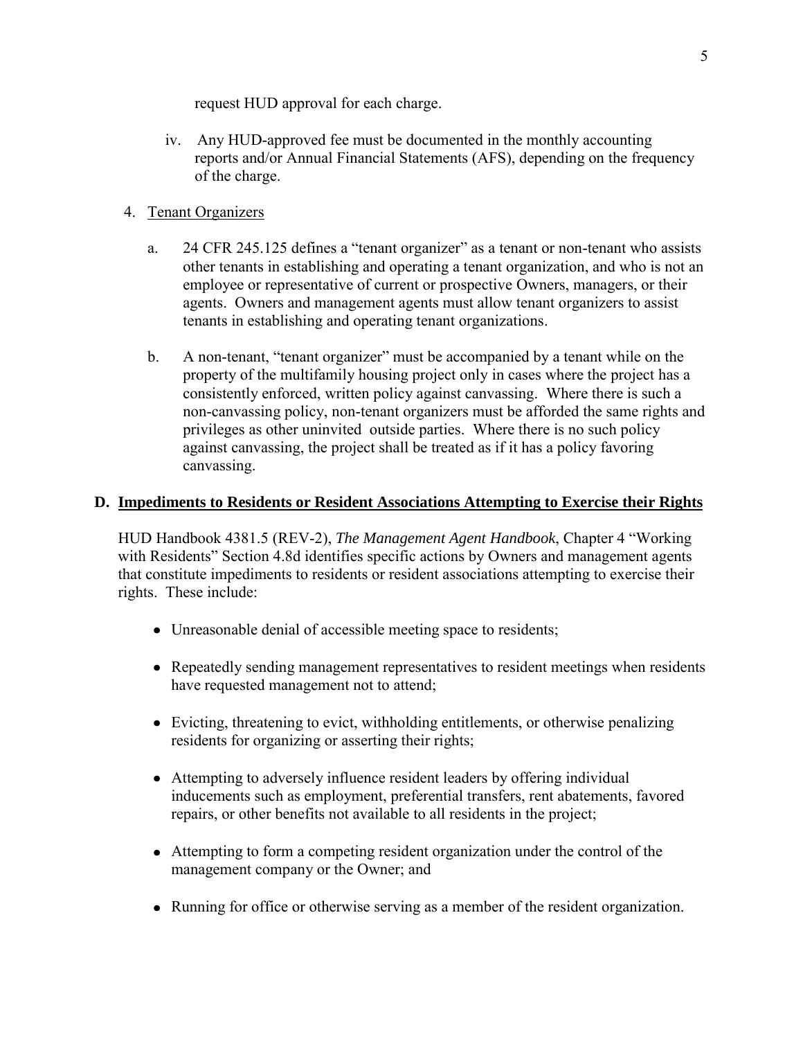request HUD approval for each charge.

iv. Any HUD-approved fee must be documented in the monthly accounting reports and/or Annual Financial Statements (AFS), depending on the frequency of the charge.

4. Tenant Organizers

   a. 24 CFR 245.125 defines a "tenant organizer" as a tenant or non-tenant who assists other tenants in establishing and operating a tenant organization, and who is not an employee or representative of current or prospective Owners, managers, or their agents. Owners and management agents must allow tenant organizers to assist tenants in establishing and operating tenant organizations.

   b. A non-tenant, "tenant organizer" must be accompanied by a tenant while on the property of the multifamily housing project only in cases where the project has a consistently enforced, written policy against canvassing. Where there is such a non-canvassing policy, non-tenant organizers must be afforded the same rights and privileges as other uninvited outside parties. Where there is no such policy against canvassing, the project shall be treated as if it has a policy favoring canvassing.

## D. Impediments to Residents or Resident Associations Attempting to Exercise their Rights

HUD Handbook 4381.5 (REV-2), *The Management Agent Handbook*, Chapter 4 "Working with Residents" Section 4.8d identifies specific actions by Owners and management agents that constitute impediments to residents or resident associations attempting to exercise their rights. These include:

- Unreasonable denial of accessible meeting space to residents;
- Repeatedly sending management representatives to resident meetings when residents have requested management not to attend;
- Evicting, threatening to evict, withholding entitlements, or otherwise penalizing residents for organizing or asserting their rights;
- Attempting to adversely influence resident leaders by offering individual inducements such as employment, preferential transfers, rent abatements, favored repairs, or other benefits not available to all residents in the project;
- Attempting to form a competing resident organization under the control of the management company or the Owner; and
- Running for office or otherwise serving as a member of the resident organization.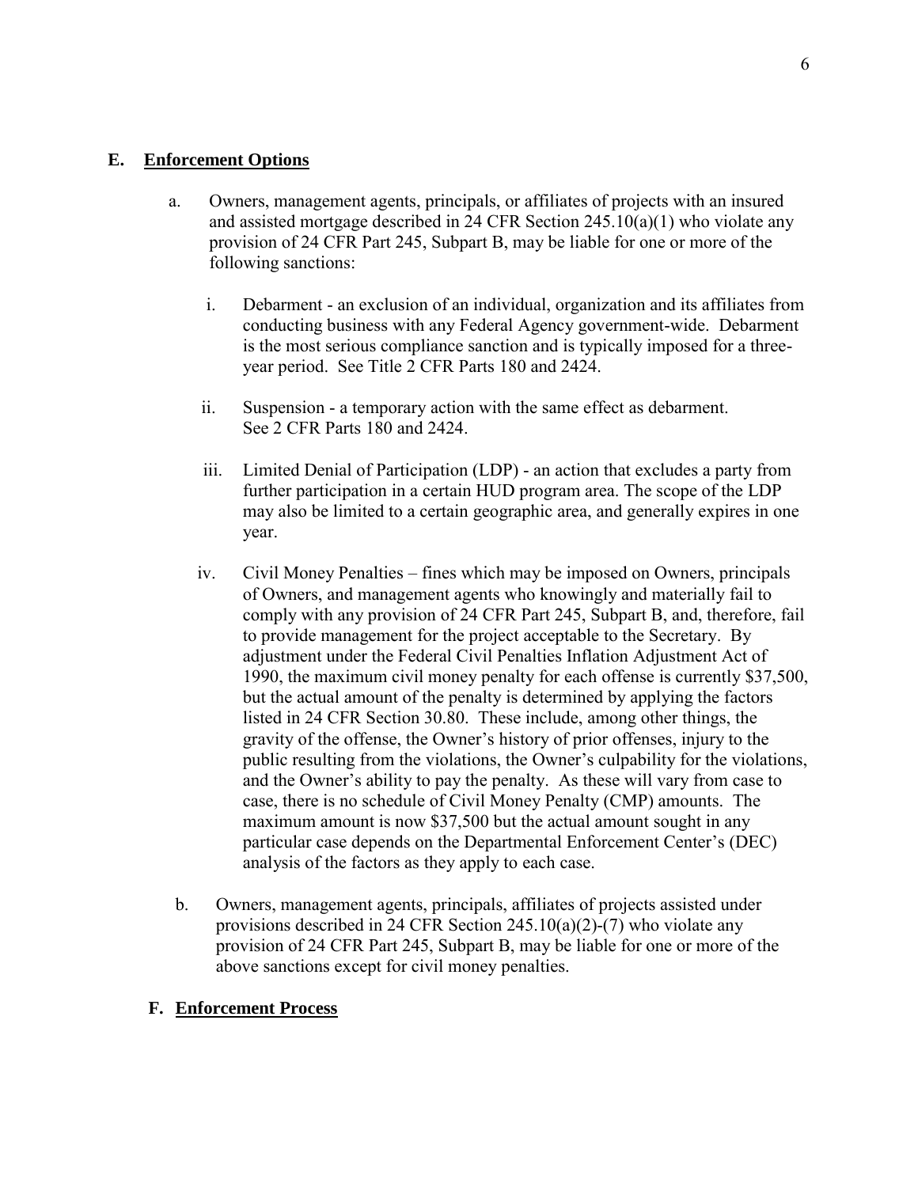## E. Enforcement Options

a. Owners, management agents, principals, or affiliates of projects with an insured and assisted mortgage described in 24 CFR Section 245.10(a)(1) who violate any provision of 24 CFR Part 245, Subpart B, may be liable for one or more of the following sanctions:

   i. Debarment - an exclusion of an individual, organization and its affiliates from conducting business with any Federal Agency government-wide. Debarment is the most serious compliance sanction and is typically imposed for a three-year period. See Title 2 CFR Parts 180 and 2424.

   ii. Suspension - a temporary action with the same effect as debarment. See 2 CFR Parts 180 and 2424.

   iii. Limited Denial of Participation (LDP) - an action that excludes a party from further participation in a certain HUD program area. The scope of the LDP may also be limited to a certain geographic area, and generally expires in one year.

   iv. Civil Money Penalties – fines which may be imposed on Owners, principals of Owners, and management agents who knowingly and materially fail to comply with any provision of 24 CFR Part 245, Subpart B, and, therefore, fail to provide management for the project acceptable to the Secretary. By adjustment under the Federal Civil Penalties Inflation Adjustment Act of 1990, the maximum civil money penalty for each offense is currently $37,500, but the actual amount of the penalty is determined by applying the factors listed in 24 CFR Section 30.80. These include, among other things, the gravity of the offense, the Owner's history of prior offenses, injury to the public resulting from the violations, the Owner's culpability for the violations, and the Owner's ability to pay the penalty. As these will vary from case to case, there is no schedule of Civil Money Penalty (CMP) amounts. The maximum amount is now $37,500 but the actual amount sought in any particular case depends on the Departmental Enforcement Center's (DEC) analysis of the factors as they apply to each case.

b. Owners, management agents, principals, affiliates of projects assisted under provisions described in 24 CFR Section 245.10(a)(2)-(7) who violate any provision of 24 CFR Part 245, Subpart B, may be liable for one or more of the above sanctions except for civil money penalties.

## F. Enforcement Process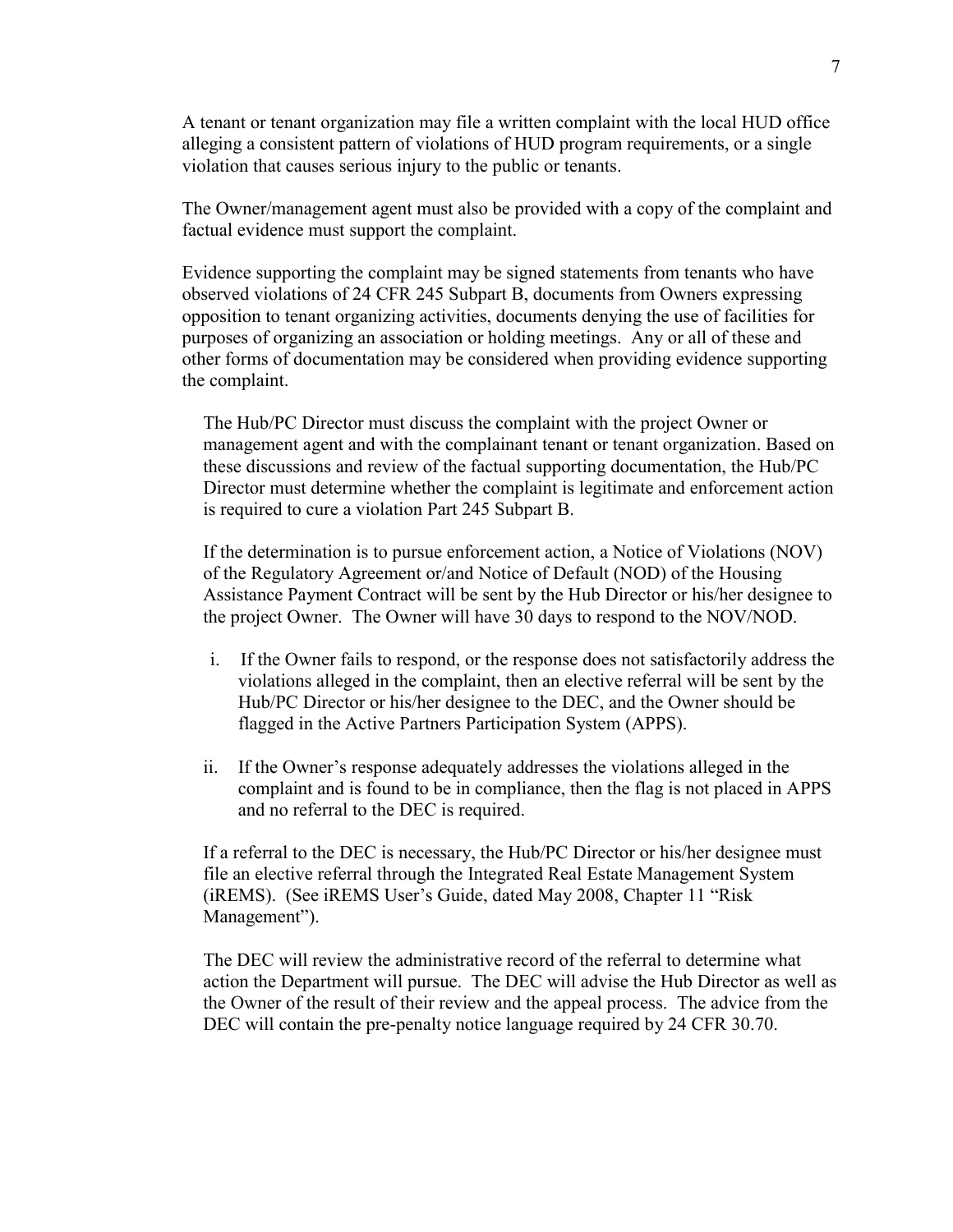A tenant or tenant organization may file a written complaint with the local HUD office alleging a consistent pattern of violations of HUD program requirements, or a single violation that causes serious injury to the public or tenants.

The Owner/management agent must also be provided with a copy of the complaint and factual evidence must support the complaint.

Evidence supporting the complaint may be signed statements from tenants who have observed violations of 24 CFR 245 Subpart B, documents from Owners expressing opposition to tenant organizing activities, documents denying the use of facilities for purposes of organizing an association or holding meetings. Any or all of these and other forms of documentation may be considered when providing evidence supporting the complaint.

The Hub/PC Director must discuss the complaint with the project Owner or management agent and with the complainant tenant or tenant organization. Based on these discussions and review of the factual supporting documentation, the Hub/PC Director must determine whether the complaint is legitimate and enforcement action is required to cure a violation Part 245 Subpart B.

If the determination is to pursue enforcement action, a Notice of Violations (NOV) of the Regulatory Agreement or/and Notice of Default (NOD) of the Housing Assistance Payment Contract will be sent by the Hub Director or his/her designee to the project Owner. The Owner will have 30 days to respond to the NOV/NOD.

i. If the Owner fails to respond, or the response does not satisfactorily address the violations alleged in the complaint, then an elective referral will be sent by the Hub/PC Director or his/her designee to the DEC, and the Owner should be flagged in the Active Partners Participation System (APPS).

ii. If the Owner's response adequately addresses the violations alleged in the complaint and is found to be in compliance, then the flag is not placed in APPS and no referral to the DEC is required.

If a referral to the DEC is necessary, the Hub/PC Director or his/her designee must file an elective referral through the Integrated Real Estate Management System (iREMS). (See iREMS User's Guide, dated May 2008, Chapter 11 "Risk Management").

The DEC will review the administrative record of the referral to determine what action the Department will pursue. The DEC will advise the Hub Director as well as the Owner of the result of their review and the appeal process. The advice from the DEC will contain the pre-penalty notice language required by 24 CFR 30.70.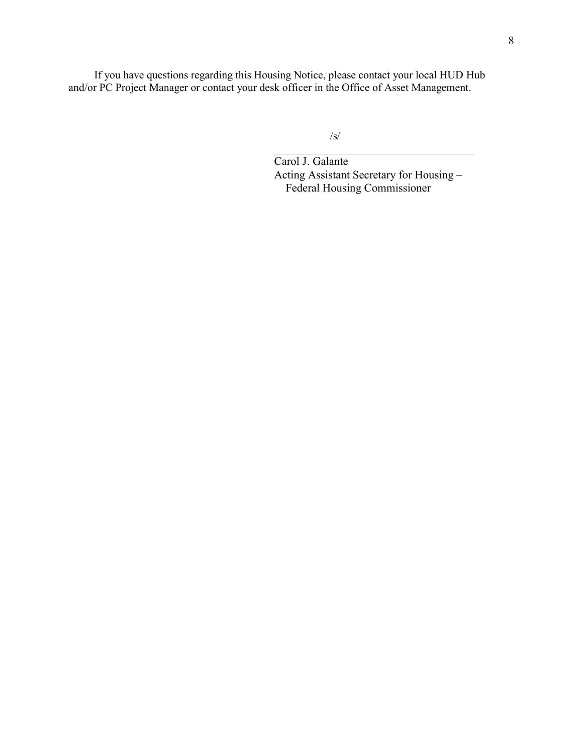If you have questions regarding this Housing Notice, please contact your local HUD Hub and/or PC Project Manager or contact your desk officer in the Office of Asset Management.

/s/

\_\_\_\_\_\_\_\_\_\_\_\_\_\_\_\_\_\_\_\_\_\_\_\_\_\_\_\_\_\_\_\_\_\_\_\_

Carol J. Galante
Acting Assistant Secretary for Housing –
Federal Housing Commissioner